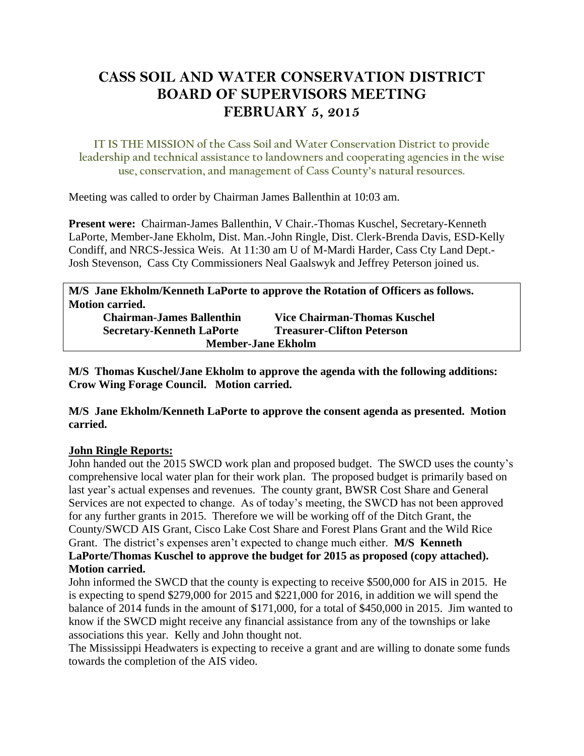# CASS SOIL AND WATER CONSERVATION DISTRICT BOARD OF SUPERVISORS MEETING FEBRUARY 5, 2015

IT IS THE MISSION of the Cass Soil and Water Conservation District to provide leadership and technical assistance to landowners and cooperating agencies in the wise use, conservation, and management of Cass County's natural resources.

Meeting was called to order by Chairman James Ballenthin at 10:03 am.

**Present were:** Chairman-James Ballenthin, V Chair.-Thomas Kuschel, Secretary-Kenneth LaPorte, Member-Jane Ekholm, Dist. Man.-John Ringle, Dist. Clerk-Brenda Davis, ESD-Kelly Condiff, and NRCS-Jessica Weis. At 11:30 am U of M-Mardi Harder, Cass Cty Land Dept.-Josh Stevenson, Cass Cty Commissioners Neal Gaalswyk and Jeffrey Peterson joined us.

**M/S Jane Ekholm/Kenneth LaPorte to approve the Rotation of Officers as follows. Motion carried.**

| | |
|---|---|
| **Chairman-James Ballenthin** | **Vice Chairman-Thomas Kuschel** |
| **Secretary-Kenneth LaPorte** | **Treasurer-Clifton Peterson** |
| **Member-Jane Ekholm** | |

**M/S Thomas Kuschel/Jane Ekholm to approve the agenda with the following additions: Crow Wing Forage Council. Motion carried.**

**M/S Jane Ekholm/Kenneth LaPorte to approve the consent agenda as presented. Motion carried.**

**John Ringle Reports:**

John handed out the 2015 SWCD work plan and proposed budget. The SWCD uses the county's comprehensive local water plan for their work plan. The proposed budget is primarily based on last year's actual expenses and revenues. The county grant, BWSR Cost Share and General Services are not expected to change. As of today's meeting, the SWCD has not been approved for any further grants in 2015. Therefore we will be working off of the Ditch Grant, the County/SWCD AIS Grant, Cisco Lake Cost Share and Forest Plans Grant and the Wild Rice Grant. The district's expenses aren't expected to change much either. **M/S Kenneth LaPorte/Thomas Kuschel to approve the budget for 2015 as proposed (copy attached). Motion carried.**

John informed the SWCD that the county is expecting to receive \$500,000 for AIS in 2015. He is expecting to spend \$279,000 for 2015 and \$221,000 for 2016, in addition we will spend the balance of 2014 funds in the amount of \$171,000, for a total of \$450,000 in 2015. Jim wanted to know if the SWCD might receive any financial assistance from any of the townships or lake associations this year. Kelly and John thought not.

The Mississippi Headwaters is expecting to receive a grant and are willing to donate some funds towards the completion of the AIS video.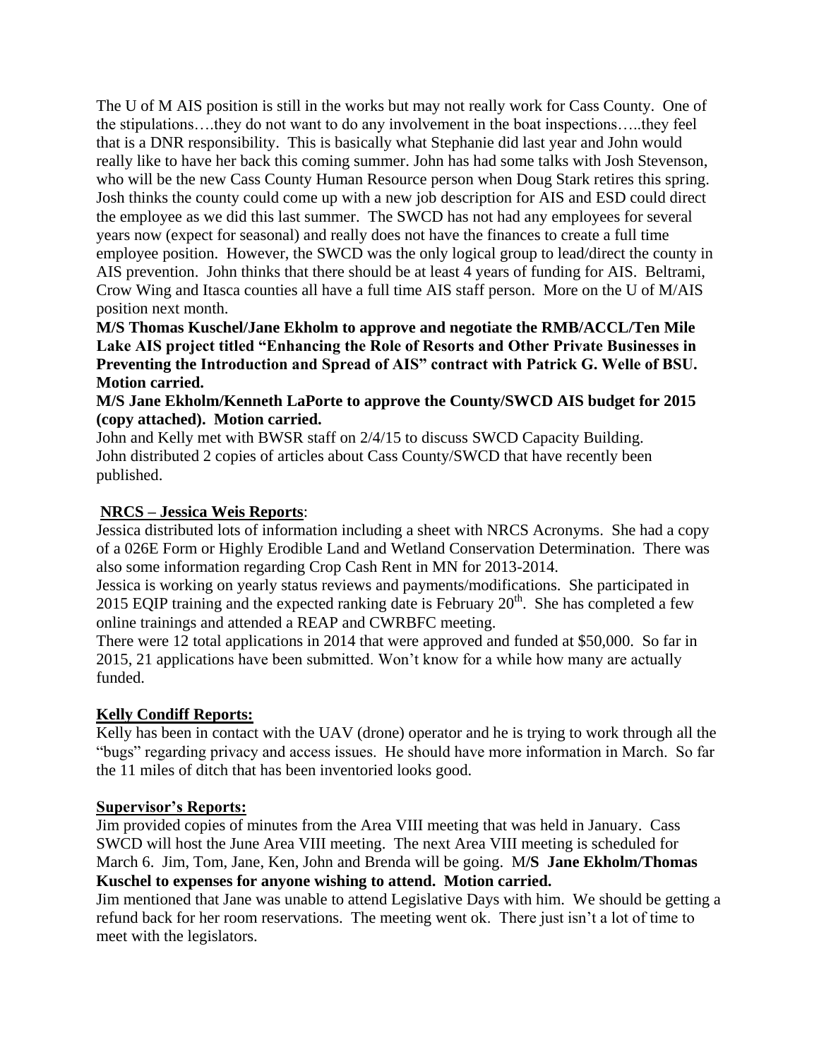The U of M AIS position is still in the works but may not really work for Cass County. One of the stipulations….they do not want to do any involvement in the boat inspections…..they feel that is a DNR responsibility. This is basically what Stephanie did last year and John would really like to have her back this coming summer. John has had some talks with Josh Stevenson, who will be the new Cass County Human Resource person when Doug Stark retires this spring. Josh thinks the county could come up with a new job description for AIS and ESD could direct the employee as we did this last summer. The SWCD has not had any employees for several years now (expect for seasonal) and really does not have the finances to create a full time employee position. However, the SWCD was the only logical group to lead/direct the county in AIS prevention. John thinks that there should be at least 4 years of funding for AIS. Beltrami, Crow Wing and Itasca counties all have a full time AIS staff person. More on the U of M/AIS position next month.

**M/S Thomas Kuschel/Jane Ekholm to approve and negotiate the RMB/ACCL/Ten Mile Lake AIS project titled "Enhancing the Role of Resorts and Other Private Businesses in Preventing the Introduction and Spread of AIS" contract with Patrick G. Welle of BSU. Motion carried.**

**M/S Jane Ekholm/Kenneth LaPorte to approve the County/SWCD AIS budget for 2015 (copy attached). Motion carried.**

John and Kelly met with BWSR staff on 2/4/15 to discuss SWCD Capacity Building.
John distributed 2 copies of articles about Cass County/SWCD that have recently been published.

**NRCS – Jessica Weis Reports**:

Jessica distributed lots of information including a sheet with NRCS Acronyms. She had a copy of a 026E Form or Highly Erodible Land and Wetland Conservation Determination. There was also some information regarding Crop Cash Rent in MN for 2013-2014.

Jessica is working on yearly status reviews and payments/modifications. She participated in 2015 EQIP training and the expected ranking date is February 20th. She has completed a few online trainings and attended a REAP and CWRBFC meeting.

There were 12 total applications in 2014 that were approved and funded at $50,000. So far in 2015, 21 applications have been submitted. Won't know for a while how many are actually funded.

**Kelly Condiff Reports:**

Kelly has been in contact with the UAV (drone) operator and he is trying to work through all the "bugs" regarding privacy and access issues. He should have more information in March. So far the 11 miles of ditch that has been inventoried looks good.

**Supervisor's Reports:**

Jim provided copies of minutes from the Area VIII meeting that was held in January. Cass SWCD will host the June Area VIII meeting. The next Area VIII meeting is scheduled for March 6. Jim, Tom, Jane, Ken, John and Brenda will be going. M**/S Jane Ekholm/Thomas Kuschel to expenses for anyone wishing to attend. Motion carried.**

Jim mentioned that Jane was unable to attend Legislative Days with him. We should be getting a refund back for her room reservations. The meeting went ok. There just isn't a lot of time to meet with the legislators.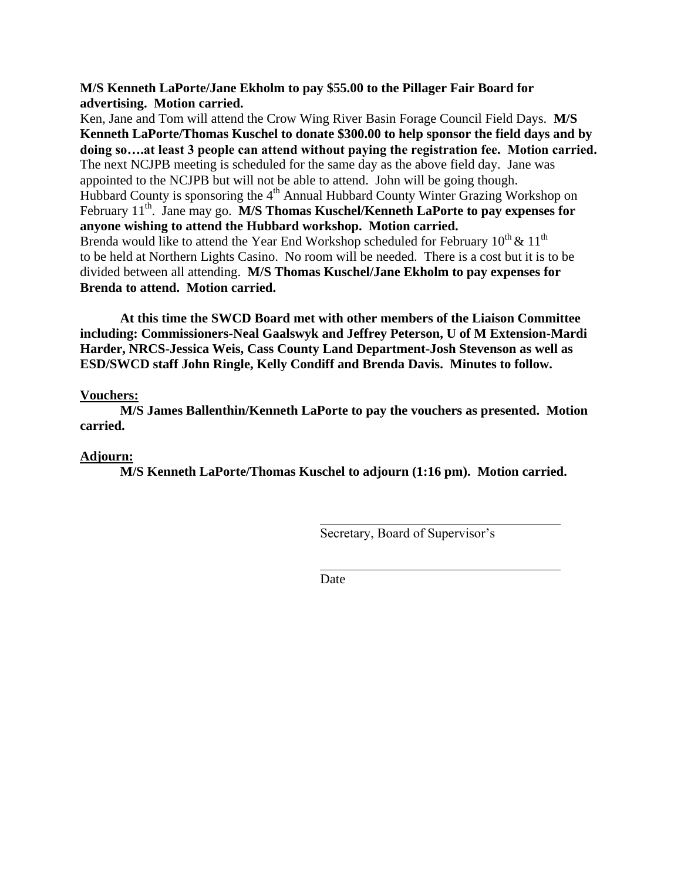**M/S Kenneth LaPorte/Jane Ekholm to pay $55.00 to the Pillager Fair Board for advertising. Motion carried.**

Ken, Jane and Tom will attend the Crow Wing River Basin Forage Council Field Days. **M/S Kenneth LaPorte/Thomas Kuschel to donate $300.00 to help sponsor the field days and by doing so….at least 3 people can attend without paying the registration fee. Motion carried.**

The next NCJPB meeting is scheduled for the same day as the above field day. Jane was appointed to the NCJPB but will not be able to attend. John will be going though.

Hubbard County is sponsoring the 4th Annual Hubbard County Winter Grazing Workshop on February 11th. Jane may go. **M/S Thomas Kuschel/Kenneth LaPorte to pay expenses for anyone wishing to attend the Hubbard workshop. Motion carried.**

Brenda would like to attend the Year End Workshop scheduled for February 10th & 11th to be held at Northern Lights Casino. No room will be needed. There is a cost but it is to be divided between all attending. **M/S Thomas Kuschel/Jane Ekholm to pay expenses for Brenda to attend. Motion carried.**

**At this time the SWCD Board met with other members of the Liaison Committee including: Commissioners-Neal Gaalswyk and Jeffrey Peterson, U of M Extension-Mardi Harder, NRCS-Jessica Weis, Cass County Land Department-Josh Stevenson as well as ESD/SWCD staff John Ringle, Kelly Condiff and Brenda Davis. Minutes to follow.**

**Vouchers:**

**M/S James Ballenthin/Kenneth LaPorte to pay the vouchers as presented. Motion carried.**

**Adjourn:**

**M/S Kenneth LaPorte/Thomas Kuschel to adjourn (1:16 pm). Motion carried.**

\_\_\_\_\_\_\_\_\_\_\_\_\_\_\_\_\_\_\_\_\_\_\_\_\_\_\_\_\_\_\_\_\_\_\_\_\_\_

Secretary, Board of Supervisor's

\_\_\_\_\_\_\_\_\_\_\_\_\_\_\_\_\_\_\_\_\_\_\_\_\_\_\_\_\_\_\_\_\_\_\_\_\_\_

Date